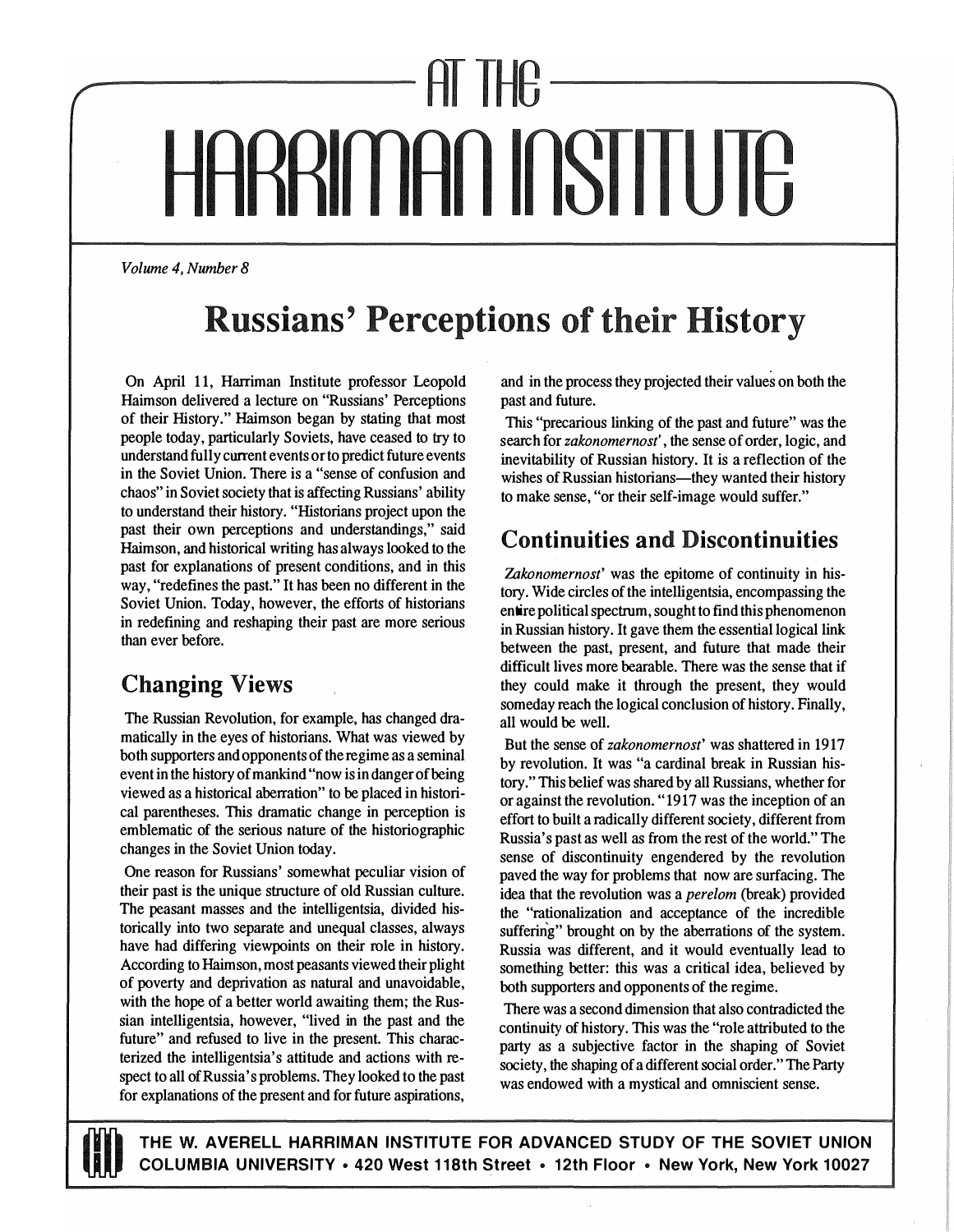# AT THE HARRIMAN INSTITUTE

*Volume 4, Number 8*

## Russians' Perceptions of their History

On April 11, Harriman Institute professor Leopold Haimson delivered a lecture on "Russians' Perceptions of their History." Haimson began by stating that most people today, particularly Soviets, have ceased to try to understand fully current events or to predict future events in the Soviet Union. There is a "sense of confusion and chaos" in Soviet society that is affecting Russians' ability to understand their history. "Historians project upon the past their own perceptions and understandings," said Haimson, and historical writing has always looked to the past for explanations of present conditions, and in this way, "redefines the past." It has been no different in the Soviet Union. Today, however, the efforts of historians in redefining and reshaping their past are more serious than ever before.

### Changing Views

The Russian Revolution, for example, has changed dramatically in the eyes of historians. What was viewed by both supporters and opponents of the regime as a seminal event in the history of mankind "now is in danger of being viewed as a historical aberration" to be placed in historical parentheses. This dramatic change in perception is emblematic of the serious nature of the historiographic changes in the Soviet Union today.

One reason for Russians' somewhat peculiar vision of their past is the unique structure of old Russian culture. The peasant masses and the intelligentsia, divided historically into two separate and unequal classes, always have had differing viewpoints on their role in history. According to Haimson, most peasants viewed their plight of poverty and deprivation as natural and unavoidable, with the hope of a better world awaiting them; the Russian intelligentsia, however, "lived in the past and the future" and refused to live in the present. This characterized the intelligentsia's attitude and actions with respect to all of Russia's problems. They looked to the past for explanations of the present and for future aspirations, and in the process they projected their values on both the past and future.

This "precarious linking of the past and future" was the search for *zakonomernost'*, the sense of order, logic, and inevitability of Russian history. It is a reflection of the wishes of Russian historians—they wanted their history to make sense, "or their self-image would suffer."

### Continuities and Discontinuities

*Zakonomernost'* was the epitome of continuity in history. Wide circles of the intelligentsia, encompassing the entire political spectrum, sought to find this phenomenon in Russian history. It gave them the essential logical link between the past, present, and future that made their difficult lives more bearable. There was the sense that if they could make it through the present, they would someday reach the logical conclusion of history. Finally, all would be well.

But the sense of *zakonomernost'* was shattered in 1917 by revolution. It was "a cardinal break in Russian history." This belief was shared by all Russians, whether for or against the revolution. "1917 was the inception of an effort to built a radically different society, different from Russia's past as well as from the rest of the world." The sense of discontinuity engendered by the revolution paved the way for problems that now are surfacing. The idea that the revolution was a *perelom* (break) provided the "rationalization and acceptance of the incredible suffering" brought on by the aberrations of the system. Russia was different, and it would eventually lead to something better: this was a critical idea, believed by both supporters and opponents of the regime.

There was a second dimension that also contradicted the continuity of history. This was the "role attributed to the party as a subjective factor in the shaping of Soviet society, the shaping of a different social order." The Party was endowed with a mystical and omniscient sense.

THE W. AVERELL HARRIMAN INSTITUTE FOR ADVANCED STUDY OF THE SOVIET UNION
COLUMBIA UNIVERSITY • 420 West 118th Street • 12th Floor • New York, New York 10027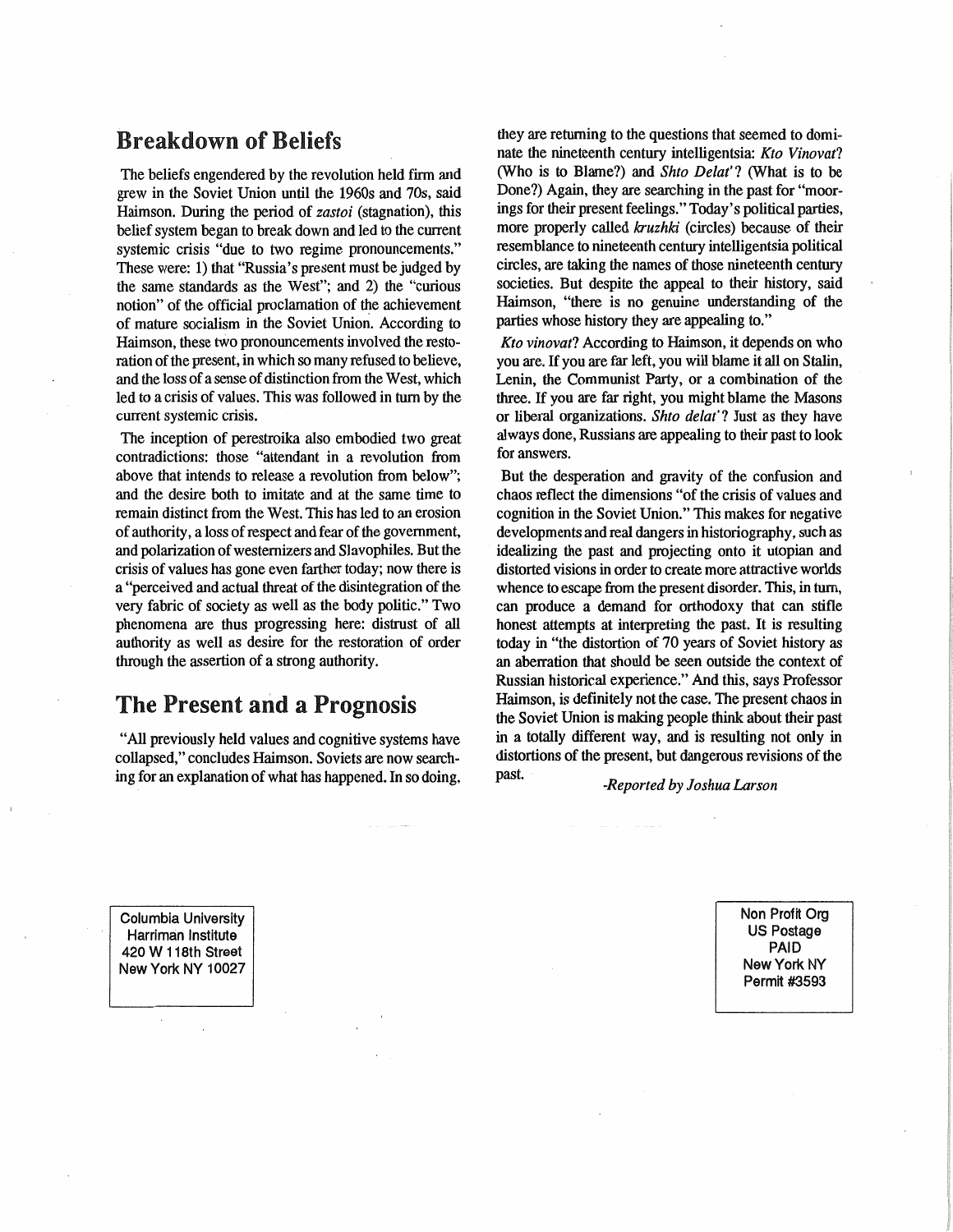## Breakdown of Beliefs

The beliefs engendered by the revolution held firm and grew in the Soviet Union until the 1960s and 70s, said Haimson. During the period of *zastoi* (stagnation), this belief system began to break down and led to the current systemic crisis "due to two regime pronouncements." These were: 1) that "Russia's present must be judged by the same standards as the West"; and 2) the "curious notion" of the official proclamation of the achievement of mature socialism in the Soviet Union. According to Haimson, these two pronouncements involved the restoration of the present, in which so many refused to believe, and the loss of a sense of distinction from the West, which led to a crisis of values. This was followed in turn by the current systemic crisis.

The inception of perestroika also embodied two great contradictions: those "attendant in a revolution from above that intends to release a revolution from below"; and the desire both to imitate and at the same time to remain distinct from the West. This has led to an erosion of authority, a loss of respect and fear of the government, and polarization of westernizers and Slavophiles. But the crisis of values has gone even farther today; now there is a "perceived and actual threat of the disintegration of the very fabric of society as well as the body politic." Two phenomena are thus progressing here: distrust of all authority as well as desire for the restoration of order through the assertion of a strong authority.

## The Present and a Prognosis

"All previously held values and cognitive systems have collapsed," concludes Haimson. Soviets are now searching for an explanation of what has happened. In so doing, they are returning to the questions that seemed to dominate the nineteenth century intelligentsia: *Kto Vinovat*? (Who is to Blame?) and *Shto Delat'*? (What is to be Done?) Again, they are searching in the past for "moorings for their present feelings." Today's political parties, more properly called *kruzhki* (circles) because of their resemblance to nineteenth century intelligentsia political circles, are taking the names of those nineteenth century societies. But despite the appeal to their history, said Haimson, "there is no genuine understanding of the parties whose history they are appealing to."

*Kto vinovat*? According to Haimson, it depends on who you are. If you are far left, you will blame it all on Stalin, Lenin, the Communist Party, or a combination of the three. If you are far right, you might blame the Masons or liberal organizations. *Shto delat'*? Just as they have always done, Russians are appealing to their past to look for answers.

But the desperation and gravity of the confusion and chaos reflect the dimensions "of the crisis of values and cognition in the Soviet Union." This makes for negative developments and real dangers in historiography, such as idealizing the past and projecting onto it utopian and distorted visions in order to create more attractive worlds whence to escape from the present disorder. This, in turn, can produce a demand for orthodoxy that can stifle honest attempts at interpreting the past. It is resulting today in "the distortion of 70 years of Soviet history as an aberration that should be seen outside the context of Russian historical experience." And this, says Professor Haimson, is definitely not the case. The present chaos in the Soviet Union is making people think about their past in a totally different way, and is resulting not only in distortions of the present, but dangerous revisions of the past.

*-Reported by Joshua Larson*

Columbia University
Harriman Institute
420 W 118th Street
New York NY 10027

Non Profit Org
US Postage
PAID
New York NY
Permit #3593